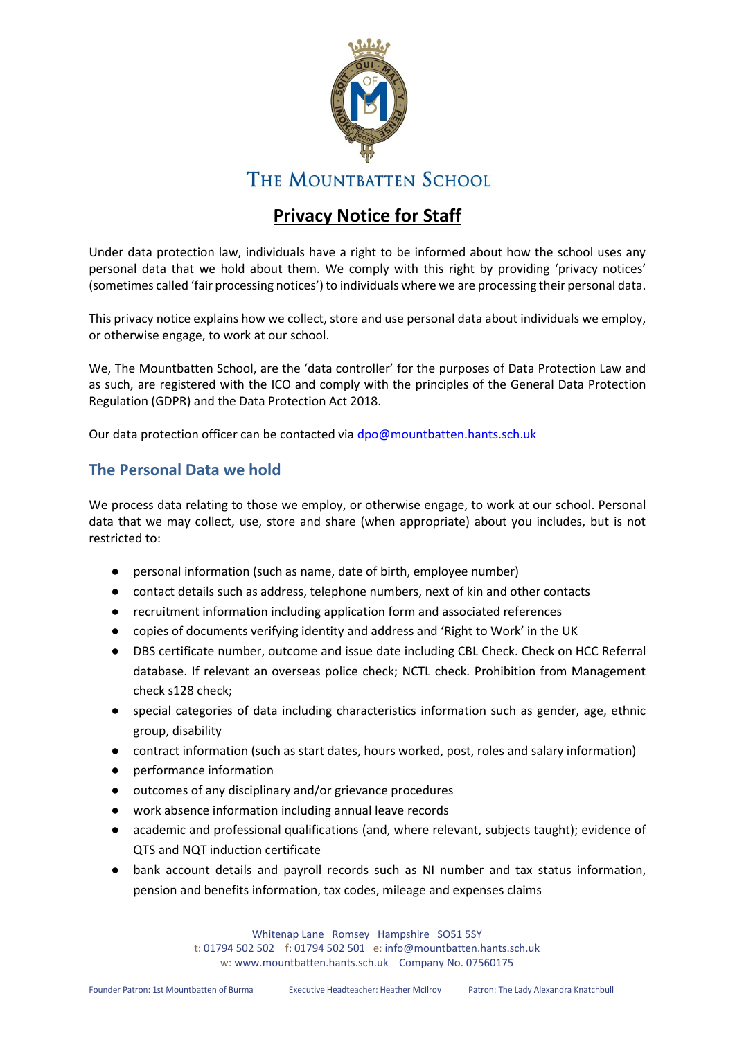# The Mountbatten School

## Privacy Notice for Staff

Under data protection law, individuals have a right to be informed about how the school uses any personal data that we hold about them. We comply with this right by providing 'privacy notices' (sometimes called 'fair processing notices') to individuals where we are processing their personal data.

This privacy notice explains how we collect, store and use personal data about individuals we employ, or otherwise engage, to work at our school.

We, The Mountbatten School, are the 'data controller' for the purposes of Data Protection Law and as such, are registered with the ICO and comply with the principles of the General Data Protection Regulation (GDPR) and the Data Protection Act 2018.

Our data protection officer can be contacted via dpo@mountbatten.hants.sch.uk

### The Personal Data we hold

We process data relating to those we employ, or otherwise engage, to work at our school. Personal data that we may collect, use, store and share (when appropriate) about you includes, but is not restricted to:

- personal information (such as name, date of birth, employee number)
- contact details such as address, telephone numbers, next of kin and other contacts
- recruitment information including application form and associated references
- copies of documents verifying identity and address and 'Right to Work' in the UK
- DBS certificate number, outcome and issue date including CBL Check. Check on HCC Referral database. If relevant an overseas police check; NCTL check. Prohibition from Management check s128 check;
- special categories of data including characteristics information such as gender, age, ethnic group, disability
- contract information (such as start dates, hours worked, post, roles and salary information)
- performance information
- outcomes of any disciplinary and/or grievance procedures
- work absence information including annual leave records
- academic and professional qualifications (and, where relevant, subjects taught); evidence of QTS and NQT induction certificate
- bank account details and payroll records such as NI number and tax status information, pension and benefits information, tax codes, mileage and expenses claims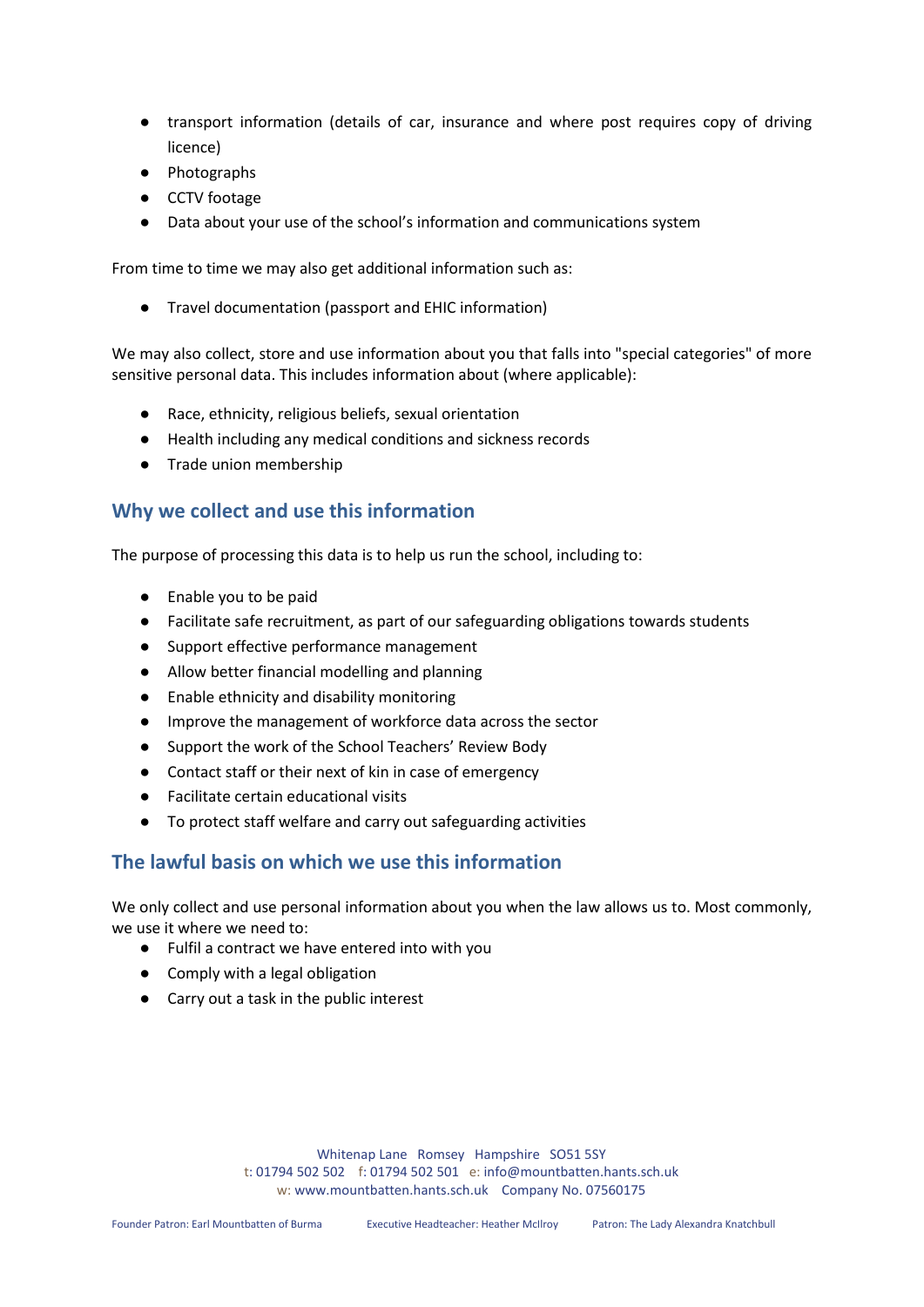- transport information (details of car, insurance and where post requires copy of driving licence)
- Photographs
- CCTV footage
- Data about your use of the school's information and communications system

From time to time we may also get additional information such as:

- Travel documentation (passport and EHIC information)

We may also collect, store and use information about you that falls into "special categories" of more sensitive personal data. This includes information about (where applicable):

- Race, ethnicity, religious beliefs, sexual orientation
- Health including any medical conditions and sickness records
- Trade union membership

## Why we collect and use this information

The purpose of processing this data is to help us run the school, including to:

- Enable you to be paid
- Facilitate safe recruitment, as part of our safeguarding obligations towards students
- Support effective performance management
- Allow better financial modelling and planning
- Enable ethnicity and disability monitoring
- Improve the management of workforce data across the sector
- Support the work of the School Teachers' Review Body
- Contact staff or their next of kin in case of emergency
- Facilitate certain educational visits
- To protect staff welfare and carry out safeguarding activities

## The lawful basis on which we use this information

We only collect and use personal information about you when the law allows us to. Most commonly, we use it where we need to:

- Fulfil a contract we have entered into with you
- Comply with a legal obligation
- Carry out a task in the public interest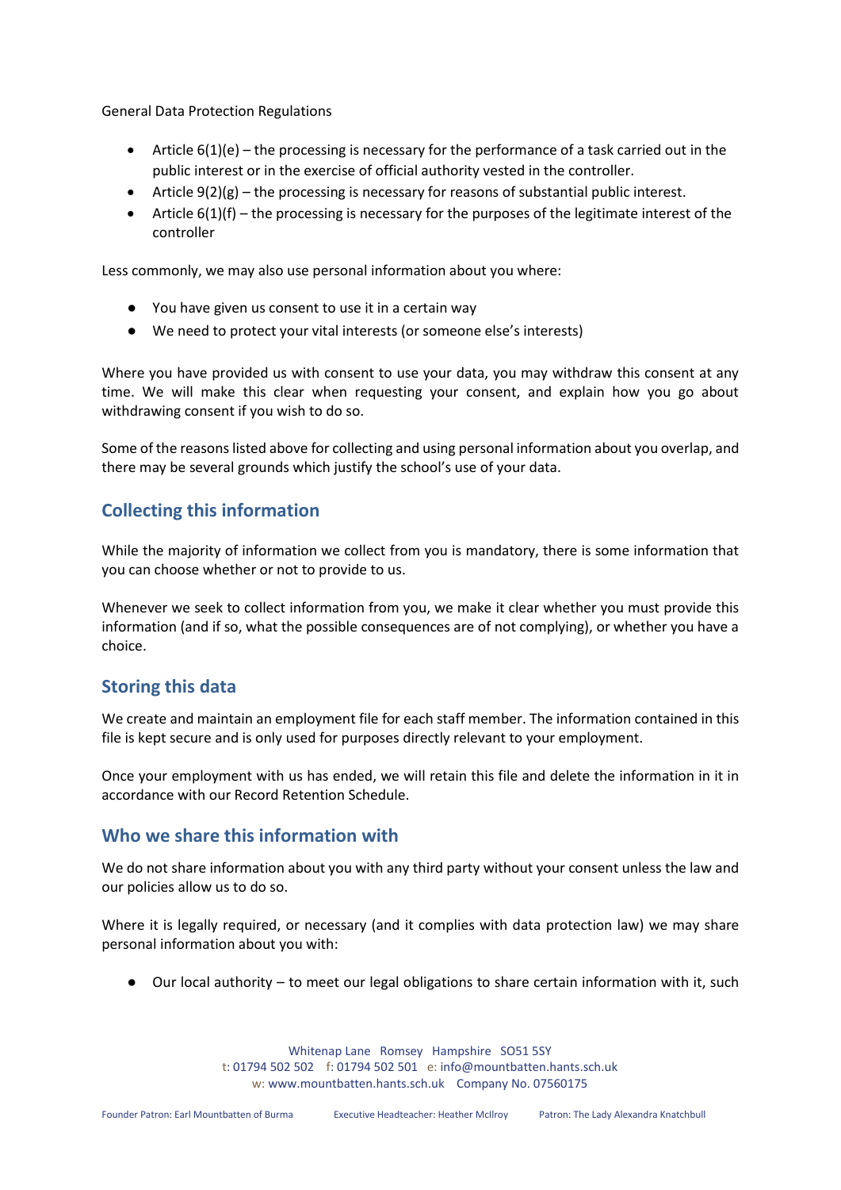General Data Protection Regulations

- Article 6(1)(e) – the processing is necessary for the performance of a task carried out in the public interest or in the exercise of official authority vested in the controller.
- Article 9(2)(g) – the processing is necessary for reasons of substantial public interest.
- Article 6(1)(f) – the processing is necessary for the purposes of the legitimate interest of the controller

Less commonly, we may also use personal information about you where:

- You have given us consent to use it in a certain way
- We need to protect your vital interests (or someone else's interests)

Where you have provided us with consent to use your data, you may withdraw this consent at any time. We will make this clear when requesting your consent, and explain how you go about withdrawing consent if you wish to do so.

Some of the reasons listed above for collecting and using personal information about you overlap, and there may be several grounds which justify the school's use of your data.

## Collecting this information

While the majority of information we collect from you is mandatory, there is some information that you can choose whether or not to provide to us.

Whenever we seek to collect information from you, we make it clear whether you must provide this information (and if so, what the possible consequences are of not complying), or whether you have a choice.

## Storing this data

We create and maintain an employment file for each staff member. The information contained in this file is kept secure and is only used for purposes directly relevant to your employment.

Once your employment with us has ended, we will retain this file and delete the information in it in accordance with our Record Retention Schedule.

## Who we share this information with

We do not share information about you with any third party without your consent unless the law and our policies allow us to do so.

Where it is legally required, or necessary (and it complies with data protection law) we may share personal information about you with:

- Our local authority – to meet our legal obligations to share certain information with it, such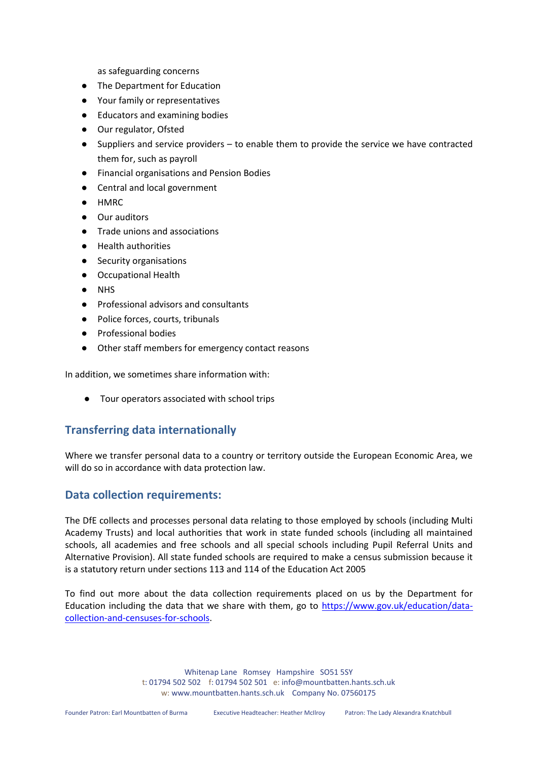as safeguarding concerns

- The Department for Education
- Your family or representatives
- Educators and examining bodies
- Our regulator, Ofsted
- Suppliers and service providers – to enable them to provide the service we have contracted them for, such as payroll
- Financial organisations and Pension Bodies
- Central and local government
- HMRC
- Our auditors
- Trade unions and associations
- Health authorities
- Security organisations
- Occupational Health
- NHS
- Professional advisors and consultants
- Police forces, courts, tribunals
- Professional bodies
- Other staff members for emergency contact reasons

In addition, we sometimes share information with:

- Tour operators associated with school trips

## Transferring data internationally

Where we transfer personal data to a country or territory outside the European Economic Area, we will do so in accordance with data protection law.

## Data collection requirements:

The DfE collects and processes personal data relating to those employed by schools (including Multi Academy Trusts) and local authorities that work in state funded schools (including all maintained schools, all academies and free schools and all special schools including Pupil Referral Units and Alternative Provision). All state funded schools are required to make a census submission because it is a statutory return under sections 113 and 114 of the Education Act 2005

To find out more about the data collection requirements placed on us by the Department for Education including the data that we share with them, go to https://www.gov.uk/education/data-collection-and-censuses-for-schools.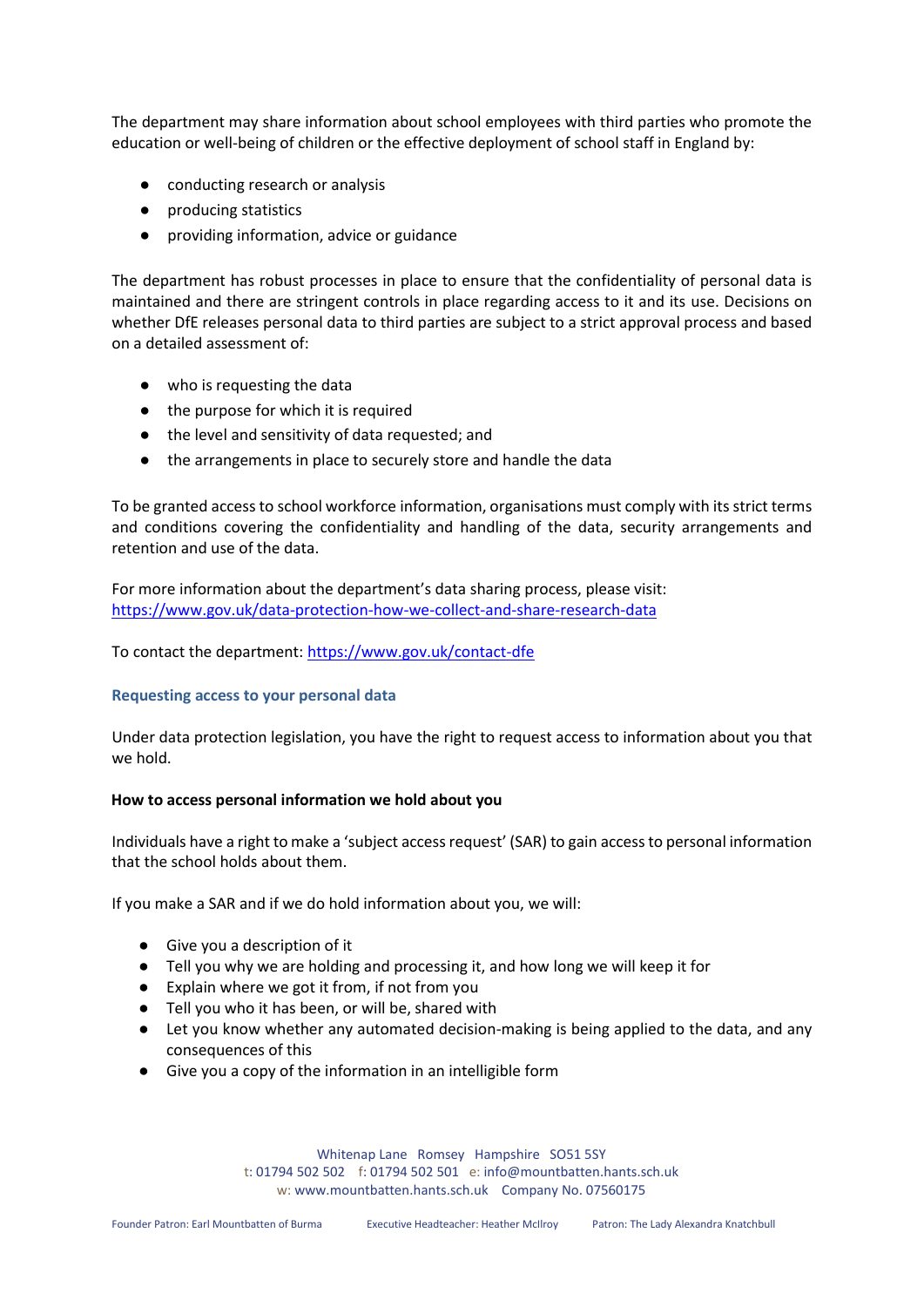The department may share information about school employees with third parties who promote the education or well-being of children or the effective deployment of school staff in England by:

- conducting research or analysis
- producing statistics
- providing information, advice or guidance

The department has robust processes in place to ensure that the confidentiality of personal data is maintained and there are stringent controls in place regarding access to it and its use. Decisions on whether DfE releases personal data to third parties are subject to a strict approval process and based on a detailed assessment of:

- who is requesting the data
- the purpose for which it is required
- the level and sensitivity of data requested; and
- the arrangements in place to securely store and handle the data

To be granted access to school workforce information, organisations must comply with its strict terms and conditions covering the confidentiality and handling of the data, security arrangements and retention and use of the data.

For more information about the department's data sharing process, please visit: https://www.gov.uk/data-protection-how-we-collect-and-share-research-data

To contact the department: https://www.gov.uk/contact-dfe

### Requesting access to your personal data

Under data protection legislation, you have the right to request access to information about you that we hold.

**How to access personal information we hold about you**

Individuals have a right to make a 'subject access request' (SAR) to gain access to personal information that the school holds about them.

If you make a SAR and if we do hold information about you, we will:

- Give you a description of it
- Tell you why we are holding and processing it, and how long we will keep it for
- Explain where we got it from, if not from you
- Tell you who it has been, or will be, shared with
- Let you know whether any automated decision-making is being applied to the data, and any consequences of this
- Give you a copy of the information in an intelligible form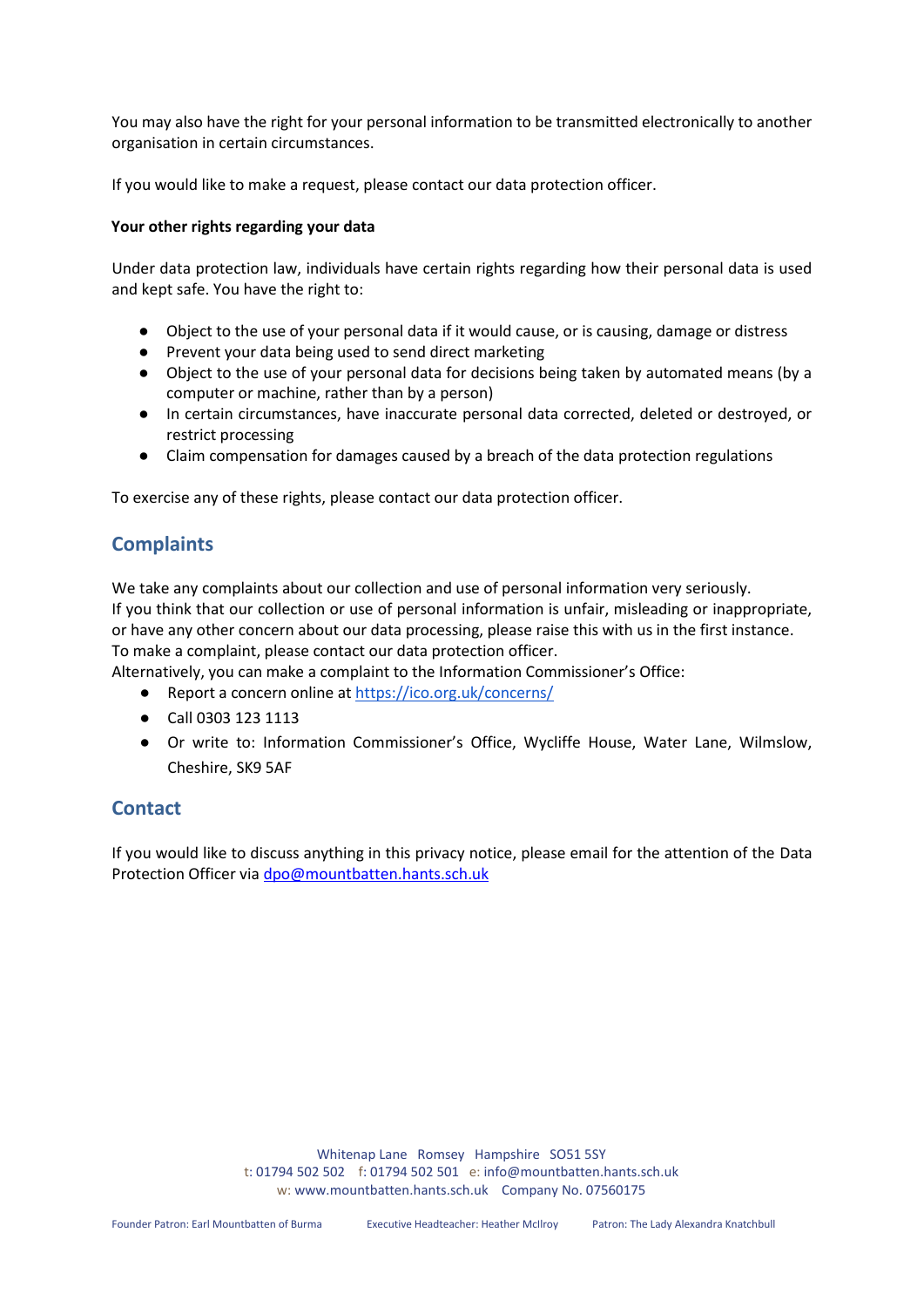You may also have the right for your personal information to be transmitted electronically to another organisation in certain circumstances.

If you would like to make a request, please contact our data protection officer.

**Your other rights regarding your data**

Under data protection law, individuals have certain rights regarding how their personal data is used and kept safe. You have the right to:

- Object to the use of your personal data if it would cause, or is causing, damage or distress
- Prevent your data being used to send direct marketing
- Object to the use of your personal data for decisions being taken by automated means (by a computer or machine, rather than by a person)
- In certain circumstances, have inaccurate personal data corrected, deleted or destroyed, or restrict processing
- Claim compensation for damages caused by a breach of the data protection regulations

To exercise any of these rights, please contact our data protection officer.

## Complaints

We take any complaints about our collection and use of personal information very seriously.
If you think that our collection or use of personal information is unfair, misleading or inappropriate, or have any other concern about our data processing, please raise this with us in the first instance.
To make a complaint, please contact our data protection officer.
Alternatively, you can make a complaint to the Information Commissioner's Office:

- Report a concern online at https://ico.org.uk/concerns/
- Call 0303 123 1113
- Or write to: Information Commissioner's Office, Wycliffe House, Water Lane, Wilmslow, Cheshire, SK9 5AF

## Contact

If you would like to discuss anything in this privacy notice, please email for the attention of the Data Protection Officer via dpo@mountbatten.hants.sch.uk

Whitenap Lane Romsey Hampshire SO51 5SY
t: 01794 502 502 f: 01794 502 501 e: info@mountbatten.hants.sch.uk
w: www.mountbatten.hants.sch.uk Company No. 07560175

Founder Patron: Earl Mountbatten of Burma Executive Headteacher: Heather McIlroy Patron: The Lady Alexandra Knatchbull